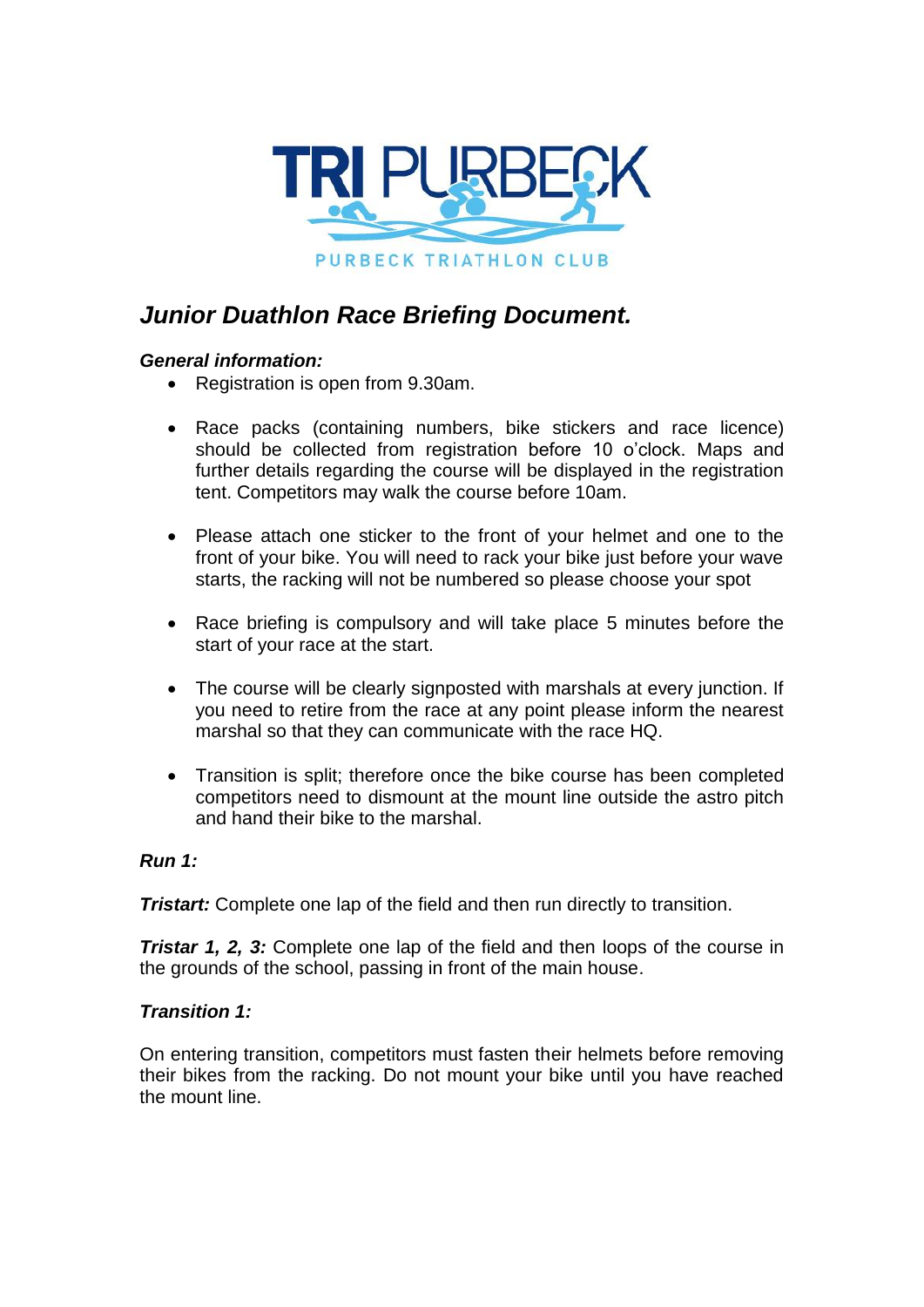TRI PURBECK

PURBECK TRIATHLON CLUB

# *Junior Duathlon Race Briefing Document.*

### *General information:*

- Registration is open from 9.30am.
- Race packs (containing numbers, bike stickers and race licence) should be collected from registration before 10 o'clock. Maps and further details regarding the course will be displayed in the registration tent. Competitors may walk the course before 10am.
- Please attach one sticker to the front of your helmet and one to the front of your bike. You will need to rack your bike just before your wave starts, the racking will not be numbered so please choose your spot
- Race briefing is compulsory and will take place 5 minutes before the start of your race at the start.
- The course will be clearly signposted with marshals at every junction. If you need to retire from the race at any point please inform the nearest marshal so that they can communicate with the race HQ.
- Transition is split; therefore once the bike course has been completed competitors need to dismount at the mount line outside the astro pitch and hand their bike to the marshal.

### *Run 1:*

***Tristart:*** Complete one lap of the field and then run directly to transition.

***Tristar 1, 2, 3:*** Complete one lap of the field and then loops of the course in the grounds of the school, passing in front of the main house.

### *Transition 1:*

On entering transition, competitors must fasten their helmets before removing their bikes from the racking. Do not mount your bike until you have reached the mount line.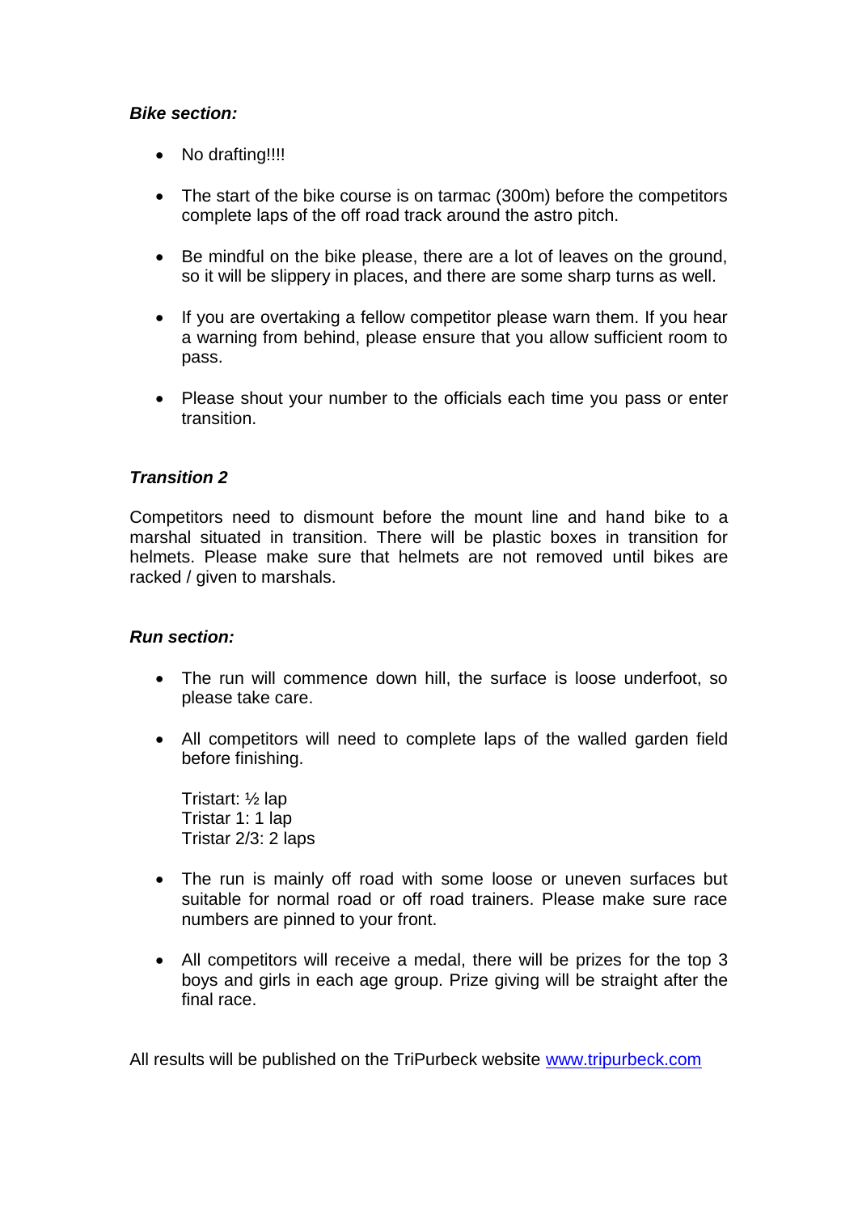***Bike section:***

- No drafting!!!!
- The start of the bike course is on tarmac (300m) before the competitors complete laps of the off road track around the astro pitch.
- Be mindful on the bike please, there are a lot of leaves on the ground, so it will be slippery in places, and there are some sharp turns as well.
- If you are overtaking a fellow competitor please warn them. If you hear a warning from behind, please ensure that you allow sufficient room to pass.
- Please shout your number to the officials each time you pass or enter transition.

***Transition 2***

Competitors need to dismount before the mount line and hand bike to a marshal situated in transition. There will be plastic boxes in transition for helmets. Please make sure that helmets are not removed until bikes are racked / given to marshals.

***Run section:***

- The run will commence down hill, the surface is loose underfoot, so please take care.
- All competitors will need to complete laps of the walled garden field before finishing.

  Tristart: ½ lap
  Tristar 1: 1 lap
  Tristar 2/3: 2 laps

- The run is mainly off road with some loose or uneven surfaces but suitable for normal road or off road trainers. Please make sure race numbers are pinned to your front.
- All competitors will receive a medal, there will be prizes for the top 3 boys and girls in each age group. Prize giving will be straight after the final race.

All results will be published on the TriPurbeck website [www.tripurbeck.com](http://www.tripurbeck.com)